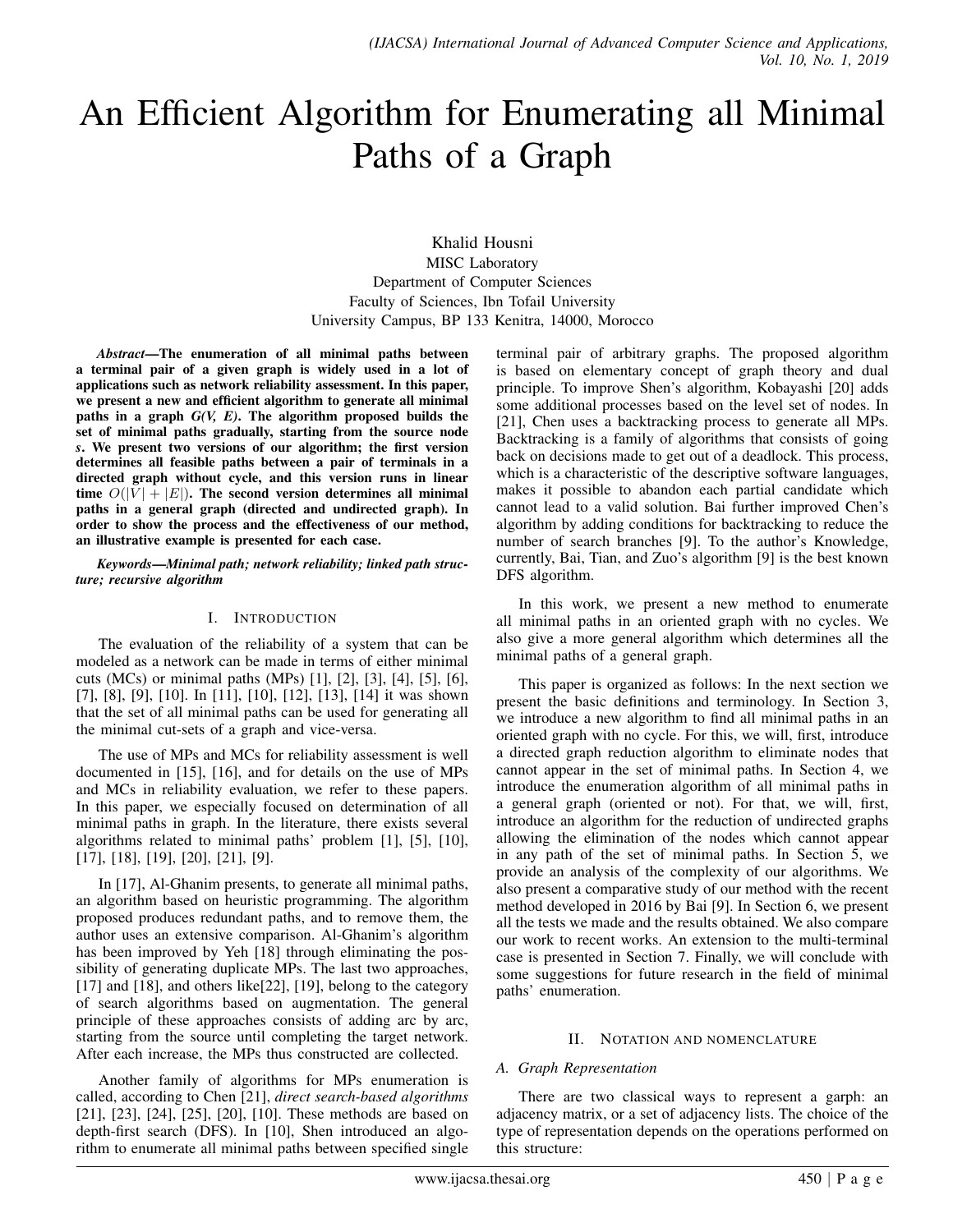# An Efficient Algorithm for Enumerating all Minimal Paths of a Graph

Khalid Housni
MISC Laboratory
Department of Computer Sciences
Faculty of Sciences, Ibn Tofail University
University Campus, BP 133 Kenitra, 14000, Morocco

***Abstract*—The enumeration of all minimal paths between a terminal pair of a given graph is widely used in a lot of applications such as network reliability assessment. In this paper, we present a new and efficient algorithm to generate all minimal paths in a graph *G(V, E)*. The algorithm proposed builds the set of minimal paths gradually, starting from the source node *s*. We present two versions of our algorithm; the first version determines all feasible paths between a pair of terminals in a directed graph without cycle, and this version runs in linear time $O(|V| + |E|)$. The second version determines all minimal paths in a general graph (directed and undirected graph). In order to show the process and the effectiveness of our method, an illustrative example is presented for each case.**

***Keywords*—*Minimal path; network reliability; linked path structure; recursive algorithm***

## I. Introduction

The evaluation of the reliability of a system that can be modeled as a network can be made in terms of either minimal cuts (MCs) or minimal paths (MPs) [1], [2], [3], [4], [5], [6], [7], [8], [9], [10]. In [11], [10], [12], [13], [14] it was shown that the set of all minimal paths can be used for generating all the minimal cut-sets of a graph and vice-versa.

The use of MPs and MCs for reliability assessment is well documented in [15], [16], and for details on the use of MPs and MCs in reliability evaluation, we refer to these papers. In this paper, we especially focused on determination of all minimal paths in graph. In the literature, there exists several algorithms related to minimal paths' problem [1], [5], [10], [17], [18], [19], [20], [21], [9].

In [17], Al-Ghanim presents, to generate all minimal paths, an algorithm based on heuristic programming. The algorithm proposed produces redundant paths, and to remove them, the author uses an extensive comparison. Al-Ghanim's algorithm has been improved by Yeh [18] through eliminating the possibility of generating duplicate MPs. The last two approaches, [17] and [18], and others like[22], [19], belong to the category of search algorithms based on augmentation. The general principle of these approaches consists of adding arc by arc, starting from the source until completing the target network. After each increase, the MPs thus constructed are collected.

Another family of algorithms for MPs enumeration is called, according to Chen [21], *direct search-based algorithms* [21], [23], [24], [25], [20], [10]. These methods are based on depth-first search (DFS). In [10], Shen introduced an algorithm to enumerate all minimal paths between specified single terminal pair of arbitrary graphs. The proposed algorithm is based on elementary concept of graph theory and dual principle. To improve Shen's algorithm, Kobayashi [20] adds some additional processes based on the level set of nodes. In [21], Chen uses a backtracking process to generate all MPs. Backtracking is a family of algorithms that consists of going back on decisions made to get out of a deadlock. This process, which is a characteristic of the descriptive software languages, makes it possible to abandon each partial candidate which cannot lead to a valid solution. Bai further improved Chen's algorithm by adding conditions for backtracking to reduce the number of search branches [9]. To the author's Knowledge, currently, Bai, Tian, and Zuo's algorithm [9] is the best known DFS algorithm.

In this work, we present a new method to enumerate all minimal paths in an oriented graph with no cycles. We also give a more general algorithm which determines all the minimal paths of a general graph.

This paper is organized as follows: In the next section we present the basic definitions and terminology. In Section 3, we introduce a new algorithm to find all minimal paths in an oriented graph with no cycle. For this, we will, first, introduce a directed graph reduction algorithm to eliminate nodes that cannot appear in the set of minimal paths. In Section 4, we introduce the enumeration algorithm of all minimal paths in a general graph (oriented or not). For that, we will, first, introduce an algorithm for the reduction of undirected graphs allowing the elimination of the nodes which cannot appear in any path of the set of minimal paths. In Section 5, we provide an analysis of the complexity of our algorithms. We also present a comparative study of our method with the recent method developed in 2016 by Bai [9]. In Section 6, we present all the tests we made and the results obtained. We also compare our work to recent works. An extension to the multi-terminal case is presented in Section 7. Finally, we will conclude with some suggestions for future research in the field of minimal paths' enumeration.

## II. Notation and nomenclature

### A. Graph Representation

There are two classical ways to represent a garph: an adjacency matrix, or a set of adjacency lists. The choice of the type of representation depends on the operations performed on this structure: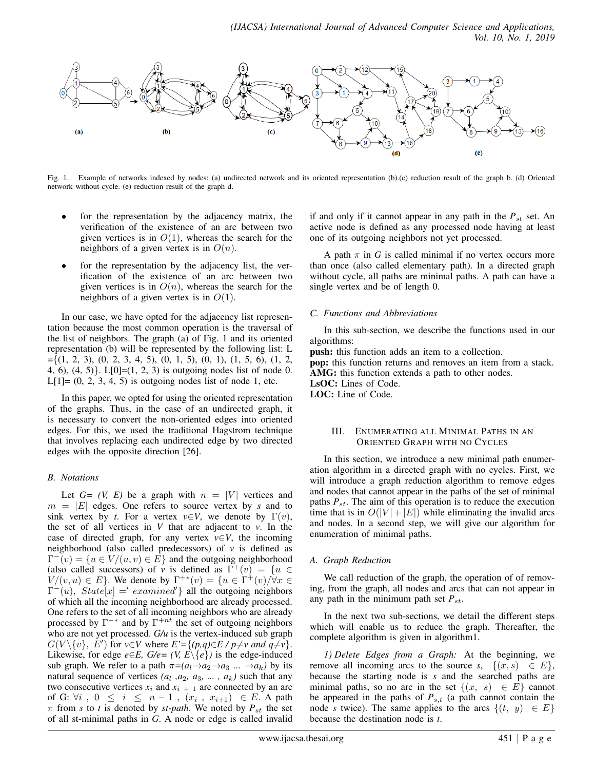Fig. 1. Example of networks indexed by nodes: (a) undirected network and its oriented representation (b).(c) reduction result of the graph b. (d) Oriented network without cycle. (e) reduction result of the graph d.

- for the representation by the adjacency matrix, the verification of the existence of an arc between two given vertices is in $O(1)$, whereas the search for the neighbors of a given vertex is in $O(n)$.
- for the representation by the adjacency list, the verification of the existence of an arc between two given vertices is in $O(n)$, whereas the search for the neighbors of a given vertex is in $O(1)$.

In our case, we have opted for the adjacency list representation because the most common operation is the traversal of the list of neighbors. The graph (a) of Fig. 1 and its oriented representation (b) will be represented by the following list: L ={(1, 2, 3), (0, 2, 3, 4, 5), (0, 1, 5), (0, 1), (1, 5, 6), (1, 2, 4, 6), (4, 5)}. L[0]=(1, 2, 3) is outgoing nodes list of node 0. L[1]= (0, 2, 3, 4, 5) is outgoing nodes list of node 1, etc.

In this paper, we opted for using the oriented representation of the graphs. Thus, in the case of an undirected graph, it is necessary to convert the non-oriented edges into oriented edges. For this, we used the traditional Hagstrom technique that involves replacing each undirected edge by two directed edges with the opposite direction [26].

### B. Notations

Let *G= (V, E)* be a graph with $n = |V|$ vertices and $m = |E|$ edges. One refers to source vertex by *s* and to sink vertex by *t*. For a vertex $v \in V$, we denote by $\Gamma(v)$, the set of all vertices in *V* that are adjacent to *v*. In the case of directed graph, for any vertex $v \in V$, the incoming neighborhood (also called predecessors) of *v* is defined as $\Gamma^-(v) = \{u \in V/(u,v) \in E\}$ and the outgoing neighborhood (also called successors) of *v* is defined as $\Gamma^+(v) = \{u \in V/(v,u) \in E\}$. We denote by $\Gamma^{+*}(v) = \{u \in \Gamma^+(v)/\forall x \in \Gamma^-(u),\ State[x] =' examined'\}$ all the outgoing neighbors of which all the incoming neighborhood are already processed. One refers to the set of all incoming neighbors who are already processed by $\Gamma^{-*}$ and by $\Gamma^{+nt}$ the set of outgoing neighbors who are not yet processed. *G/u* is the vertex-induced sub graph $G(V\backslash\{v\}, E')$ for $v \in V$ where $E'=\{(p,q) \in E \,/\, p \neq v \text{ and } q \neq v\}$. Likewise, for edge $e \in E$, $G/e= (V, E\backslash\{e\})$ is the edge-induced sub graph. We refer to a path $\pi=(a_l \rightarrow a_2 \rightarrow a_3 \ldots \rightarrow a_k)$ by its natural sequence of vertices $(a_l, a_2, a_3, \ldots, a_k)$ such that any two consecutive vertices $x_i$ and $x_{i+1}$ are connected by an arc of G: $\forall i,\ 0 \le i \le n-1,\ (x_i, x_{i+1}) \in E$. A path $\pi$ from *s* to *t* is denoted by *st-path*. We noted by $P_{st}$ the set of all st-minimal paths in *G*. A node or edge is called invalid if and only if it cannot appear in any path in the $P_{st}$ set. An active node is defined as any processed node having at least one of its outgoing neighbors not yet processed.

A path $\pi$ in *G* is called minimal if no vertex occurs more than once (also called elementary path). In a directed graph without cycle, all paths are minimal paths. A path can have a single vertex and be of length 0.

### C. Functions and Abbreviations

In this sub-section, we describe the functions used in our algorithms:

**push:** this function adds an item to a collection.
**pop:** this function returns and removes an item from a stack.
**AMG:** this function extends a path to other nodes.
**LsOC:** Lines of Code.
**LOC:** Line of Code.

## III. Enumerating all Minimal Paths in an Oriented Graph with no Cycles

In this section, we introduce a new minimal path enumeration algorithm in a directed graph with no cycles. First, we will introduce a graph reduction algorithm to remove edges and nodes that cannot appear in the paths of the set of minimal paths $P_{st}$. The aim of this operation is to reduce the execution time that is in $O(|V|+|E|)$ while eliminating the invalid arcs and nodes. In a second step, we will give our algorithm for enumeration of minimal paths.

### A. Graph Reduction

We call reduction of the graph, the operation of of removing, from the graph, all nodes and arcs that can not appear in any path in the minimum path set $P_{st}$.

In the next two sub-sections, we detail the different steps which will enable us to reduce the graph. Thereafter, the complete algorithm is given in algorithm1.

*1) Delete Edges from a Graph:* At the beginning, we remove all incoming arcs to the source *s*, $\{(x, s) \in E\}$, because the starting node is *s* and the searched paths are minimal paths, so no arc in the set $\{(x, s) \in E\}$ cannot be appeared in the paths of $P_{s,t}$ (a path cannot contain the node *s* twice). The same applies to the arcs $\{(t, y) \in E\}$ because the destination node is *t*.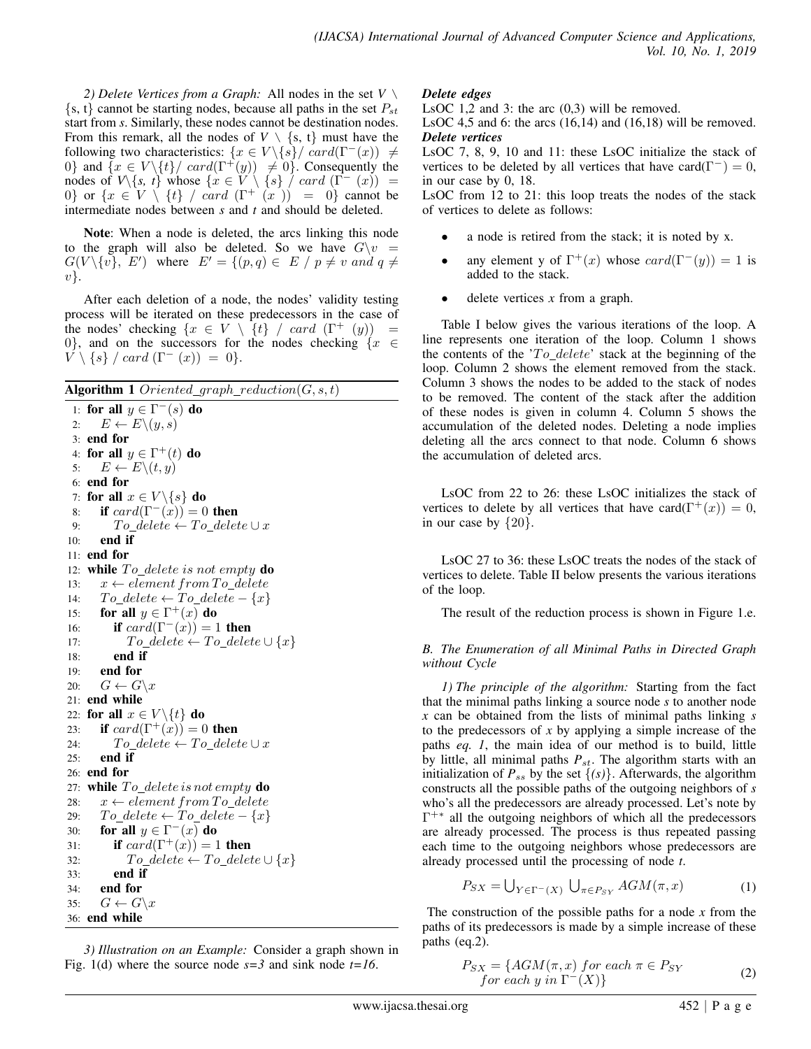*2) Delete Vertices from a Graph:* All nodes in the set $V \setminus \{s, t\}$ cannot be starting nodes, because all paths in the set $P_{st}$ start from *s*. Similarly, these nodes cannot be destination nodes. From this remark, all the nodes of $V \setminus \{s, t\}$ must have the following two characteristics: $\{x \in V\backslash\{s\} / \ card(\Gamma^-(x)) \neq 0\}$ and $\{x \in V\backslash\{t\} / \ card(\Gamma^+(y)) \neq 0\}$. Consequently the nodes of $V\backslash\{s, t\}$ whose $\{x \in V \setminus \{s\} \ / \ card \ (\Gamma^- \ (x)) = 0\}$ or $\{x \in V \setminus \{t\} \ / \ card \ (\Gamma^+ \ (x)) = 0\}$ cannot be intermediate nodes between *s* and *t* and should be deleted.

**Note**: When a node is deleted, the arcs linking this node to the graph will also be deleted. So we have $G\backslash v = G(V\backslash\{v\}, \ E')$ where $E' = \{(p, q) \in \ E \ / \ p \neq v \ and \ q \neq v\}$.

After each deletion of a node, the nodes' validity testing process will be iterated on these predecessors in the case of the nodes' checking $\{x \in V \setminus \{t\} \ / \ card \ (\Gamma^+ \ (y)) = 0\}$, and on the successors for the nodes checking $\{x \in V \setminus \{s\} \ / \ card \ (\Gamma^- \ (x)) = 0\}$.

**Algorithm 1** $Oriented\_graph\_reduction(G, s, t)$

```
1: for all y ∈ Γ⁻(s) do
2:    E ← E\(y, s)
3: end for
4: for all y ∈ Γ⁺(t) do
5:    E ← E\(t, y)
6: end for
7: for all x ∈ V\{s} do
8:    if card(Γ⁻(x)) = 0 then
9:       To_delete ← To_delete ∪ x
10:   end if
11: end for
12: while To_delete is not empty do
13:   x ← element from To_delete
14:   To_delete ← To_delete − {x}
15:   for all y ∈ Γ⁺(x) do
16:      if card(Γ⁻(x)) = 1 then
17:         To_delete ← To_delete ∪ {x}
18:      end if
19:   end for
20:   G ← G\x
21: end while
22: for all x ∈ V\{t} do
23:   if card(Γ⁺(x)) = 0 then
24:      To_delete ← To_delete ∪ x
25:   end if
26: end for
27: while To_delete is not empty do
28:   x ← element from To_delete
29:   To_delete ← To_delete − {x}
30:   for all y ∈ Γ⁻(x) do
31:      if card(Γ⁺(x)) = 1 then
32:         To_delete ← To_delete ∪ {x}
33:      end if
34:   end for
35:   G ← G\x
36: end while
```

*3) Illustration on an Example:* Consider a graph shown in Fig. 1(d) where the source node *s=3* and sink node *t=16*.

***Delete edges***

LsOC 1,2 and 3: the arc (0,3) will be removed.

LsOC 4,5 and 6: the arcs (16,14) and (16,18) will be removed.

***Delete vertices***

LsOC 7, 8, 9, 10 and 11: these LsOC initialize the stack of vertices to be deleted by all vertices that have $\text{card}(\Gamma^-) = 0$, in our case by 0, 18.

LsOC from 12 to 21: this loop treats the nodes of the stack of vertices to delete as follows:

- a node is retired from the stack; it is noted by x.
- any element y of $\Gamma^+(x)$ whose $card(\Gamma^-(y)) = 1$ is added to the stack.
- delete vertices *x* from a graph.

Table I below gives the various iterations of the loop. A line represents one iteration of the loop. Column 1 shows the contents of the '$To\_delete$' stack at the beginning of the loop. Column 2 shows the element removed from the stack. Column 3 shows the nodes to be added to the stack of nodes to be removed. The content of the stack after the addition of these nodes is given in column 4. Column 5 shows the accumulation of the deleted nodes. Deleting a node implies deleting all the arcs connect to that node. Column 6 shows the accumulation of deleted arcs.

LsOC from 22 to 26: these LsOC initializes the stack of vertices to delete by all vertices that have $\text{card}(\Gamma^+(x)) = 0$, in our case by $\{20\}$.

LsOC 27 to 36: these LsOC treats the nodes of the stack of vertices to delete. Table II below presents the various iterations of the loop.

The result of the reduction process is shown in Figure 1.e.

### *B. The Enumeration of all Minimal Paths in Directed Graph without Cycle*

*1) The principle of the algorithm:* Starting from the fact that the minimal paths linking a source node *s* to another node *x* can be obtained from the lists of minimal paths linking *s* to the predecessors of *x* by applying a simple increase of the paths *eq. 1*, the main idea of our method is to build, little by little, all minimal paths $P_{st}$. The algorithm starts with an initialization of $P_{ss}$ by the set $\{(s)\}$. Afterwards, the algorithm constructs all the possible paths of the outgoing neighbors of *s* who's all the predecessors are already processed. Let's note by $\Gamma^{+*}$ all the outgoing neighbors of which all the predecessors are already processed. The process is thus repeated passing each time to the outgoing neighbors whose predecessors are already processed until the processing of node *t*.

$$P_{SX} = \bigcup_{Y \in \Gamma^-(X)} \bigcup_{\pi \in P_{SY}} AGM(\pi, x) \tag{1}$$

The construction of the possible paths for a node *x* from the paths of its predecessors is made by a simple increase of these paths (eq.2).

$$P_{SX} = \{AGM(\pi, x) \ for \ each \ \pi \in P_{SY} \\ for \ each \ y \ in \ \Gamma^-(X)\} \tag{2}$$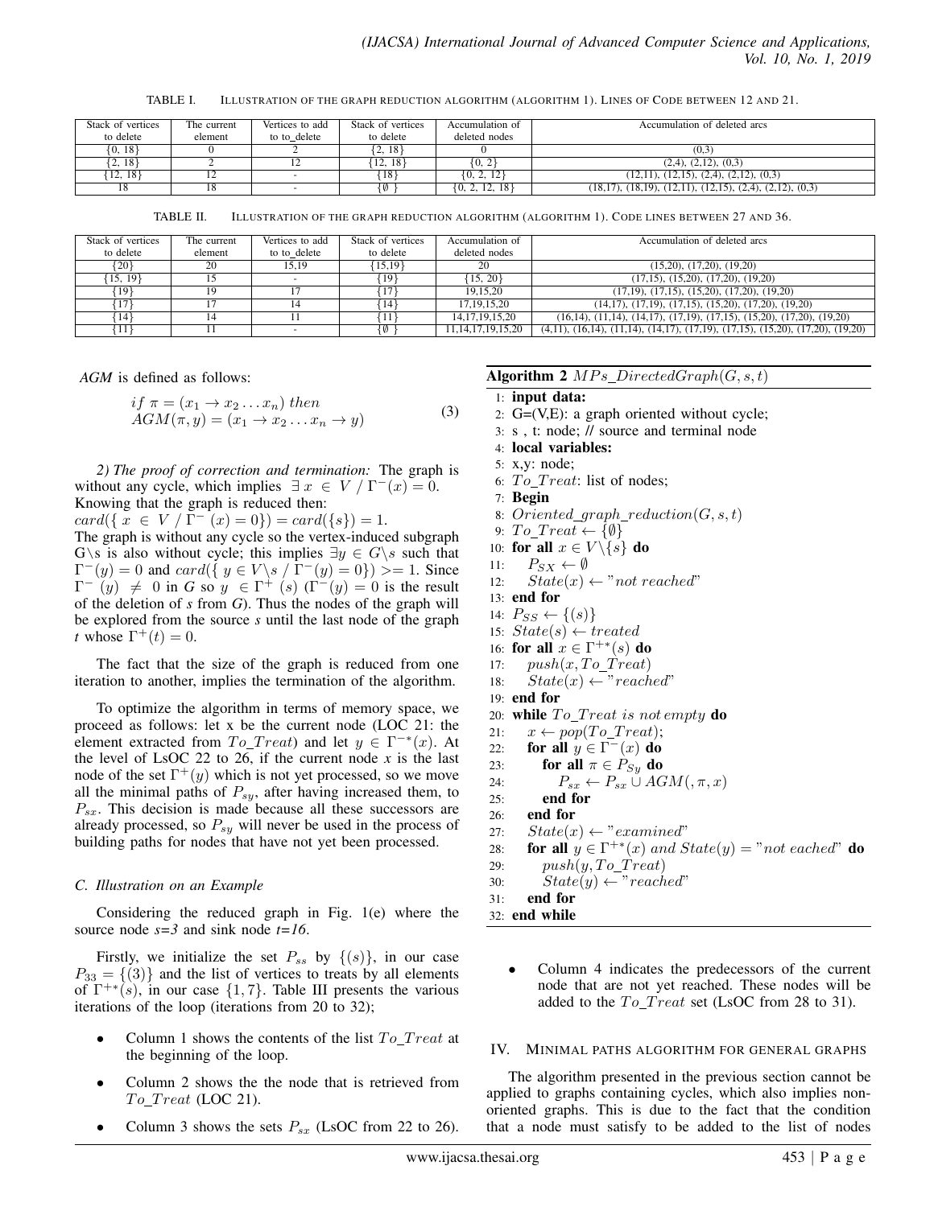TABLE I. ILLUSTRATION OF THE GRAPH REDUCTION ALGORITHM (ALGORITHM 1). LINES OF CODE BETWEEN 12 AND 21.

| Stack of vertices to delete | The current element | Vertices to add to to_delete | Stack of vertices to delete | Accumulation of deleted nodes | Accumulation of deleted arcs |
|---|---|---|---|---|---|
| {0, 18} | 0 | 2 | {2, 18} | 0 | (0,3) |
| {2, 18} | 2 | 12 | {12, 18} | {0, 2} | (2,4), (2,12), (0,3) |
| {12, 18} | 12 | - | {18} | {0, 2, 12} | (12,11), (12,15), (2,4), (2,12), (0,3) |
| 18 | 18 | - | {∅ } | {0, 2, 12, 18} | (18,17), (18,19), (12,11), (12,15), (2,4), (2,12), (0,3) |

TABLE II. ILLUSTRATION OF THE GRAPH REDUCTION ALGORITHM (ALGORITHM 1). CODE LINES BETWEEN 27 AND 36.

| Stack of vertices to delete | The current element | Vertices to add to to_delete | Stack of vertices to delete | Accumulation of deleted nodes | Accumulation of deleted arcs |
|---|---|---|---|---|---|
| {20} | 20 | 15,19 | {15,19} | 20 | (15,20), (17,20), (19,20) |
| {15, 19} | 15 | - | {19} | {15, 20} | (17,15), (15,20), (17,20), (19,20) |
| {19} | 19 | 17 | {17} | 19,15,20 | (17,19), (17,15), (15,20), (17,20), (19,20) |
| {17} | 17 | 14 | {14} | 17,19,15,20 | (14,17), (17,19), (17,15), (15,20), (17,20), (19,20) |
| {14} | 14 | 11 | {11} | 14,17,19,15,20 | (16,14), (11,14), (14,17), (17,19), (17,15), (15,20), (17,20), (19,20) |
| {11} | 11 | - | {∅ } | 11,14,17,19,15,20 | (4,11), (16,14), (11,14), (14,17), (17,19), (17,15), (15,20), (17,20), (19,20) |

*AGM* is defined as follows:

$$\begin{array}{l} if\ \pi = (x_1 \rightarrow x_2 \ldots x_n)\ then \\ AGM(\pi, y) = (x_1 \rightarrow x_2 \ldots x_n \rightarrow y) \end{array} \quad (3)$$

*2) The proof of correction and termination:* The graph is without any cycle, which implies $\exists\, x \in V \,/\, \Gamma^{-}(x) = 0$. Knowing that the graph is reduced then:
$card(\{\, x \in V \,/\, \Gamma^{-}(x) = 0\}) = card(\{s\}) = 1$.
The graph is without any cycle so the vertex-induced subgraph G\s is also without cycle; this implies $\exists y \in G\backslash s$ such that $\Gamma^{-}(y) = 0$ and $card(\{\, y \in V\backslash s \,/\, \Gamma^{-}(y) = 0\}) >= 1$. Since $\Gamma^{-}(y) \neq 0$ in *G* so $y \in \Gamma^{+}(s)$ ($\Gamma^{-}(y) = 0$ is the result of the deletion of *s* from *G*). Thus the nodes of the graph will be explored from the source *s* until the last node of the graph *t* whose $\Gamma^{+}(t) = 0$.

The fact that the size of the graph is reduced from one iteration to another, implies the termination of the algorithm.

To optimize the algorithm in terms of memory space, we proceed as follows: let x be the current node (LOC 21: the element extracted from $To\_Treat$) and let $y \in \Gamma^{-*}(x)$. At the level of LsOC 22 to 26, if the current node *x* is the last node of the set $\Gamma^{+}(y)$ which is not yet processed, so we move all the minimal paths of $P_{sy}$, after having increased them, to $P_{sx}$. This decision is made because all these successors are already processed, so $P_{sy}$ will never be used in the process of building paths for nodes that have not yet been processed.

### C. Illustration on an Example

Considering the reduced graph in Fig. 1(e) where the source node *s=3* and sink node *t=16*.

Firstly, we initialize the set $P_{ss}$ by $\{(s)\}$, in our case $P_{33} = \{(3)\}$ and the list of vertices to treats by all elements of $\Gamma^{+*}(s)$, in our case $\{1, 7\}$. Table III presents the various iterations of the loop (iterations from 20 to 32);

- Column 1 shows the contents of the list $To\_Treat$ at the beginning of the loop.
- Column 2 shows the the node that is retrieved from $To\_Treat$ (LOC 21).
- Column 3 shows the sets $P_{sx}$ (LsOC from 22 to 26).

**Algorithm 2** $MPs\_DirectedGraph(G, s, t)$

```
1:  input data:
2:  G=(V,E): a graph oriented without cycle;
3:  s , t: node; // source and terminal node
4:  local variables:
5:  x,y: node;
6:  To_Treat: list of nodes;
7:  Begin
8:  Oriented_graph_reduction(G, s, t)
9:  To_Treat ← {∅}
10: for all x ∈ V\{s} do
11:     P_SX ← ∅
12:     State(x) ← "not reached"
13: end for
14: P_SS ← {(s)}
15: State(s) ← treated
16: for all x ∈ Γ^{+*}(s) do
17:     push(x, To_Treat)
18:     State(x) ← "reached"
19: end for
20: while To_Treat is not empty do
21:     x ← pop(To_Treat);
22:     for all y ∈ Γ^-(x) do
23:         for all π ∈ P_Sy do
24:             P_sx ← P_sx ∪ AGM(, π, x)
25:         end for
26:     end for
27:     State(x) ← "examined"
28:     for all y ∈ Γ^{+*}(x) and State(y) = "not eached" do
29:         push(y, To_Treat)
30:         State(y) ← "reached"
31:     end for
32: end while
```

- Column 4 indicates the predecessors of the current node that are not yet reached. These nodes will be added to the $To\_Treat$ set (LsOC from 28 to 31).

## IV. MINIMAL PATHS ALGORITHM FOR GENERAL GRAPHS

The algorithm presented in the previous section cannot be applied to graphs containing cycles, which also implies non-oriented graphs. This is due to the fact that the condition that a node must satisfy to be added to the list of nodes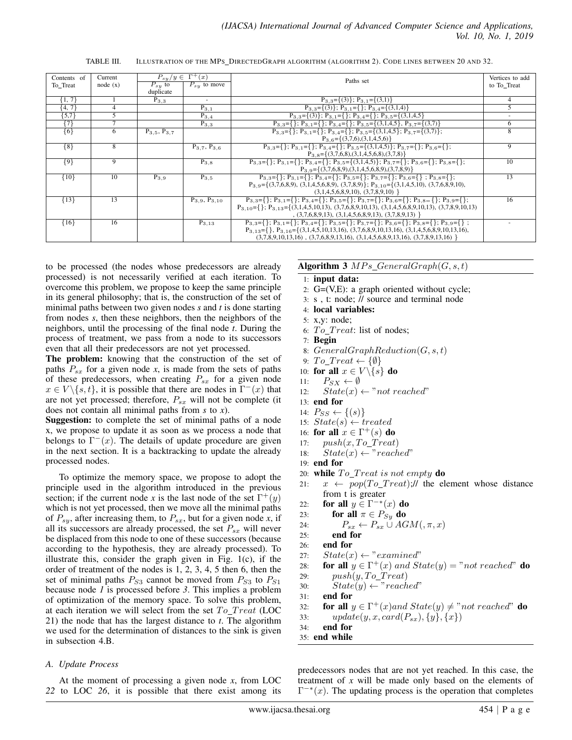TABLE III. ILLUSTRATION OF THE MPS_DIRECTEDGRAPH ALGORITHM (ALGORITHM 2). CODE LINES BETWEEN 20 AND 32.

| Contents of To_Treat | Current node (x) | $P_{sy}/y \in \Gamma^+(x)$ | | Paths set | Vertices to add to To_Treat |
|---|---|---|---|---|---|
| | | $P_{sy}$ to duplicate | $P_{sy}$ to move | | |
| {1, 7} | 1 | $P_{3,3}$ | - | $P_{3,3}$={(3)}; $P_{3,1}$={(3,1)} | 4 |
| {4, 7} | 4 | | $P_{3,1}$ | $P_{3,3}$={(3)}; $P_{3,1}$={}; $P_{3,4}$={(3,1,4)} | 5 |
| {5,7} | 5 | | $P_{3,4}$ | $P_{3,3}$={(3)}; $P_{3,1}$={}; $P_{3,4}$={}; $P_{3,5}$={(3,1,4,5} | - |
| {7} | 7 | | $P_{3,3}$ | $P_{3,3}$={}; $P_{3,1}$={}; $P_{3,4}$={}; $P_{3,5}$={(3,1,4,5}, $P_{3,7}$={(3,7)} | 6 |
| {6} | 6 | $P_{3,5}$, $P_{3,7}$ | | $P_{3,3}$={}; $P_{3,1}$={}; $P_{3,4}$={}; $P_{3,5}$={(3,1,4,5}; $P_{3,7}$={(3,7)}; $P_{3,6}$={(3,7,6),(3,1,4,5,6)} | 8 |
| {8} | 8 | | $P_{3,7}$, $P_{3,6}$ | $P_{3,3}$={}; $P_{3,1}$={}; $P_{3,4}$={}; $P_{3,5}$={(3,1,4,5)}; $P_{3,7}$={}; $P_{3,6}$={}; $P_{3,8}$={(3,7,6,8),(3,1,4,5,6,8),(3,7,8)} | 9 |
| {9} | 9 | | $P_{3,8}$ | $P_{3,3}$={}; $P_{3,1}$={}; $P_{3,4}$={}; $P_{3,5}$={(3,1,4,5)}; $P_{3,7}$={}; $P_{3,6}$={}; $P_{3,8}$={}; $P_{3,9}$={(3,7,6,8,9),(3,1,4,5,6,8,9),(3,7,8,9)} | 10 |
| {10} | 10 | $P_{3,9}$ | $P_{3,5}$ | $P_{3,3}$={}; $P_{3,1}$={}; $P_{3,4}$={}; $P_{3,5}$={}; $P_{3,7}$={}; $P_{3,6}$={} ; $P_{3,8}$={}; $P_{3,9}$={(3,7,6,8,9), (3,1,4,5,6,8,9), (3,7,8,9)}; $P_{3,10}$={(3,1,4,5,10), (3,7,6,8,9,10), (3,1,4,5,6,8,9,10), (3,7,8,9,10) } | 13 |
| {13} | 13 | | $P_{3,9}$, $P_{3,10}$ | $P_{3,3}$={}; $P_{3,1}$={}; $P_{3,4}$={}; $P_{3,5}$={}; $P_{3,7}$={}; $P_{3,6}$={}; $P_{3,8}$= {}; $P_{3,9}$={}; $P_{3,10}$={}; $P_{3,13}$={(3,1,4,5,10,13), (3,7,6,8,9,10,13), (3,1,4,5,6,8,9,10,13), (3,7,8,9,10,13) , (3,7,6,8,9,13), (3,1,4,5,6,8,9,13), (3,7,8,9,13) } | 16 |
| {16} | 16 | | $P_{3,13}$ | $P_{3,3}$={}; $P_{3,1}$={}; $P_{3,4}$={}; $P_{3,5}$={}; $P_{3,7}$={}; $P_{3,6}$={}; $P_{3,8}$={}; $P_{3,9}$={} ; $P_{3,13}$={}, $P_{3,16}$={(3,1,4,5,10,13,16), (3,7,6,8,9,10,13,16), (3,1,4,5,6,8,9,10,13,16), (3,7,8,9,10,13,16) , (3,7,6,8,9,13,16), (3,1,4,5,6,8,9,13,16), (3,7,8,9,13,16) } | - |

to be processed (the nodes whose predecessors are already processed) is not necessarily verified at each iteration. To overcome this problem, we propose to keep the same principle in its general philosophy; that is, the construction of the set of minimal paths between two given nodes *s* and *t* is done starting from nodes *s*, then these neighbors, then the neighbors of the neighbors, until the processing of the final node *t*. During the process of treatment, we pass from a node to its successors even that all their predecessors are not yet processed.

**The problem:** knowing that the construction of the set of paths $P_{sx}$ for a given node *x*, is made from the sets of paths of these predecessors, when creating $P_{sx}$ for a given node $x \in V\backslash\{s,t\}$, it is possible that there are nodes in $\Gamma^-(x)$ that are not yet processed; therefore, $P_{sx}$ will not be complete (it does not contain all minimal paths from *s* to *x*).

**Suggestion:** to complete the set of minimal paths of a node x, we propose to update it as soon as we process a node that belongs to $\Gamma^-(x)$. The details of update procedure are given in the next section. It is a backtracking to update the already processed nodes.

To optimize the memory space, we propose to adopt the principle used in the algorithm introduced in the previous section; if the current node *x* is the last node of the set $\Gamma^+(y)$ which is not yet processed, then we move all the minimal paths of $P_{sy}$, after increasing them, to $P_{sx}$, but for a given node *x*, if all its successors are already processed, the set $P_{sx}$ will never be displaced from this node to one of these successors (because according to the hypothesis, they are already processed). To illustrate this, consider the graph given in Fig. 1(c), if the order of treatment of the nodes is 1, 2, 3, 4, 5 then 6, then the set of minimal paths $P_{S3}$ cannot be moved from $P_{S3}$ to $P_{S1}$ because node *1* is processed before *3*. This implies a problem of optimization of the memory space. To solve this problem, at each iteration we will select from the set $To\_Treat$ (LOC 21) the node that has the largest distance to *t*. The algorithm we used for the determination of distances to the sink is given in subsection 4.B.

**Algorithm 3** $MPs\_GeneralGraph(G, s, t)$

```
1:  input data:
2:  G=(V,E): a graph oriented without cycle;
3:  s , t: node; // source and terminal node
4:  local variables:
5:  x,y: node;
6:  To_Treat: list of nodes;
7:  Begin
8:  GeneralGraphReduction(G, s, t)
9:  To_Treat ← {∅}
10: for all x ∈ V\{s} do
11:     P_SX ← ∅
12:     State(x) ← "not reached"
13: end for
14: P_SS ← {(s)}
15: State(s) ← treated
16: for all x ∈ Γ+(s) do
17:     push(x, To_Treat)
18:     State(x) ← "reached"
19: end for
20: while To_Treat is not empty do
21:     x ← pop(To_Treat);// the element whose distance
        from t is greater
22:     for all y ∈ Γ−*(x) do
23:         for all π ∈ P_Sy do
24:             P_sx ← P_sx ∪ AGM(, π, x)
25:         end for
26:     end for
27:     State(x) ← "examined"
28:     for all y ∈ Γ+(x) and State(y) = "not reached" do
29:         push(y, To_Treat)
30:         State(y) ← "reached"
31:     end for
32:     for all y ∈ Γ+(x)and State(y) ≠ "not reached" do
33:         update(y, x, card(P_sx), {y}, {x})
34:     end for
35: end while
```

### A. Update Process

At the moment of processing a given node *x*, from LOC *22* to LOC *26*, it is possible that there exist among its predecessors nodes that are not yet reached. In this case, the treatment of *x* will be made only based on the elements of $\Gamma^{-*}(x)$. The updating process is the operation that completes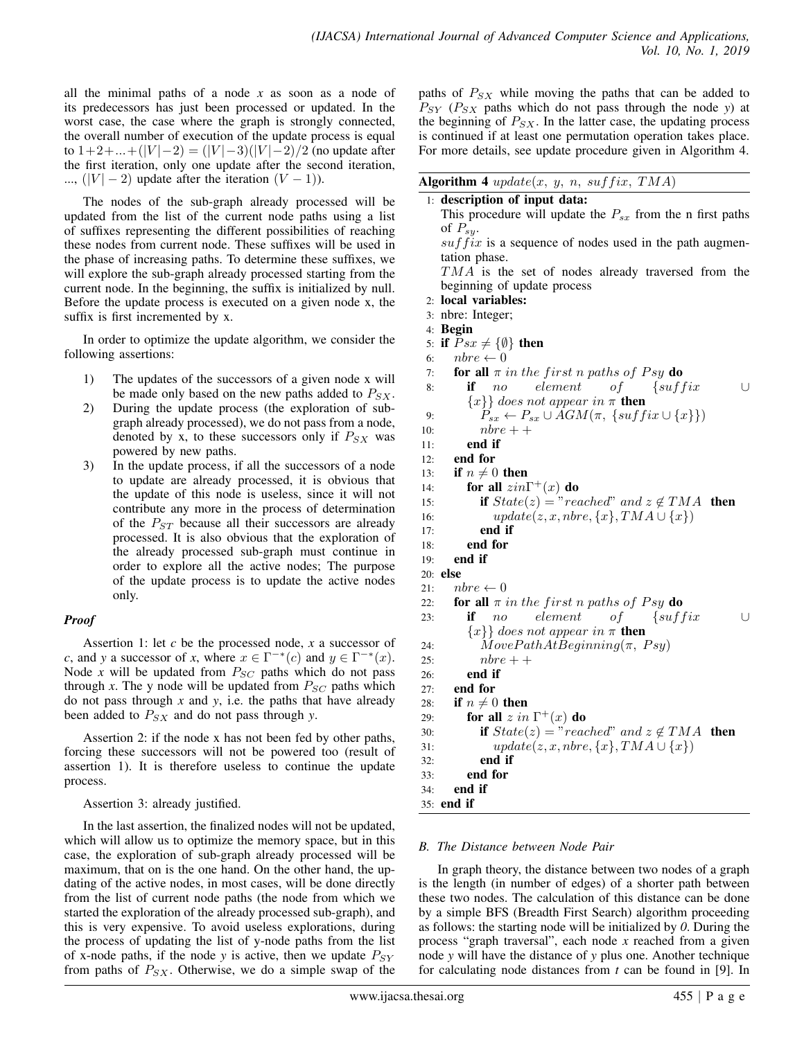all the minimal paths of a node *x* as soon as a node of its predecessors has just been processed or updated. In the worst case, the case where the graph is strongly connected, the overall number of execution of the update process is equal to $1+2+...+(|V|-2) = (|V|-3)(|V|-2)/2$ (no update after the first iteration, only one update after the second iteration, ..., $(|V|-2)$ update after the iteration $(V-1)$).

The nodes of the sub-graph already processed will be updated from the list of the current node paths using a list of suffixes representing the different possibilities of reaching these nodes from current node. These suffixes will be used in the phase of increasing paths. To determine these suffixes, we will explore the sub-graph already processed starting from the current node. In the beginning, the suffix is initialized by null. Before the update process is executed on a given node x, the suffix is first incremented by x.

In order to optimize the update algorithm, we consider the following assertions:

1) The updates of the successors of a given node x will be made only based on the new paths added to $P_{SX}$.
2) During the update process (the exploration of sub-graph already processed), we do not pass from a node, denoted by x, to these successors only if $P_{SX}$ was powered by new paths.
3) In the update process, if all the successors of a node to update are already processed, it is obvious that the update of this node is useless, since it will not contribute any more in the process of determination of the $P_{ST}$ because all their successors are already processed. It is also obvious that the exploration of the already processed sub-graph must continue in order to explore all the active nodes; The purpose of the update process is to update the active nodes only.

***Proof***

Assertion 1: let *c* be the processed node, *x* a successor of *c*, and *y* a successor of *x*, where $x \in \Gamma^{-*}(c)$ and $y \in \Gamma^{-*}(x)$. Node *x* will be updated from $P_{SC}$ paths which do not pass through *x*. The y node will be updated from $P_{SC}$ paths which do not pass through *x* and *y*, i.e. the paths that have already been added to $P_{SX}$ and do not pass through *y*.

Assertion 2: if the node x has not been fed by other paths, forcing these successors will not be powered too (result of assertion 1). It is therefore useless to continue the update process.

Assertion 3: already justified.

In the last assertion, the finalized nodes will not be updated, which will allow us to optimize the memory space, but in this case, the exploration of sub-graph already processed will be maximum, that on is the one hand. On the other hand, the updating of the active nodes, in most cases, will be done directly from the list of current node paths (the node from which we started the exploration of the already processed sub-graph), and this is very expensive. To avoid useless explorations, during the process of updating the list of y-node paths from the list of x-node paths, if the node *y* is active, then we update $P_{SY}$ from paths of $P_{SX}$. Otherwise, we do a simple swap of the paths of $P_{SX}$ while moving the paths that can be added to $P_{SY}$ ($P_{SX}$ paths which do not pass through the node *y*) at the beginning of $P_{SX}$. In the latter case, the updating process is continued if at least one permutation operation takes place. For more details, see update procedure given in Algorithm 4.

**Algorithm 4** $update(x,\ y,\ n,\ suffix,\ TMA)$

```
1:  description of input data:
    This procedure will update the P_sx from the n first paths of P_sy.
    suffix is a sequence of nodes used in the path augmentation phase.
    TMA is the set of nodes already traversed from the beginning of update process
2:  local variables:
3:  nbre: Integer;
4:  Begin
5:  if Psx ≠ {∅} then
6:     nbre ← 0
7:     for all π in the first n paths of Psy do
8:        if no element of {suffix ∪ {x}} does not appear in π then
9:           P_sx ← P_sx ∪ AGM(π, {suffix ∪ {x}})
10:          nbre++
11:       end if
12:    end for
13:    if n ≠ 0 then
14:       for all z in Γ+(x) do
15:          if State(z) = "reached" and z ∉ TMA then
16:             update(z, x, nbre, {x}, TMA ∪ {x})
17:          end if
18:       end for
19:    end if
20: else
21:    nbre ← 0
22:    for all π in the first n paths of Psy do
23:       if no element of {suffix ∪ {x}} does not appear in π then
24:          MovePathAtBeginning(π, Psy)
25:          nbre++
26:       end if
27:    end for
28:    if n ≠ 0 then
29:       for all z in Γ+(x) do
30:          if State(z) = "reached" and z ∉ TMA then
31:             update(z, x, nbre, {x}, TMA ∪ {x})
32:          end if
33:       end for
34:    end if
35: end if
```

### *B. The Distance between Node Pair*

In graph theory, the distance between two nodes of a graph is the length (in number of edges) of a shorter path between these two nodes. The calculation of this distance can be done by a simple BFS (Breadth First Search) algorithm proceeding as follows: the starting node will be initialized by *0*. During the process "graph traversal", each node *x* reached from a given node *y* will have the distance of *y* plus one. Another technique for calculating node distances from *t* can be found in [9]. In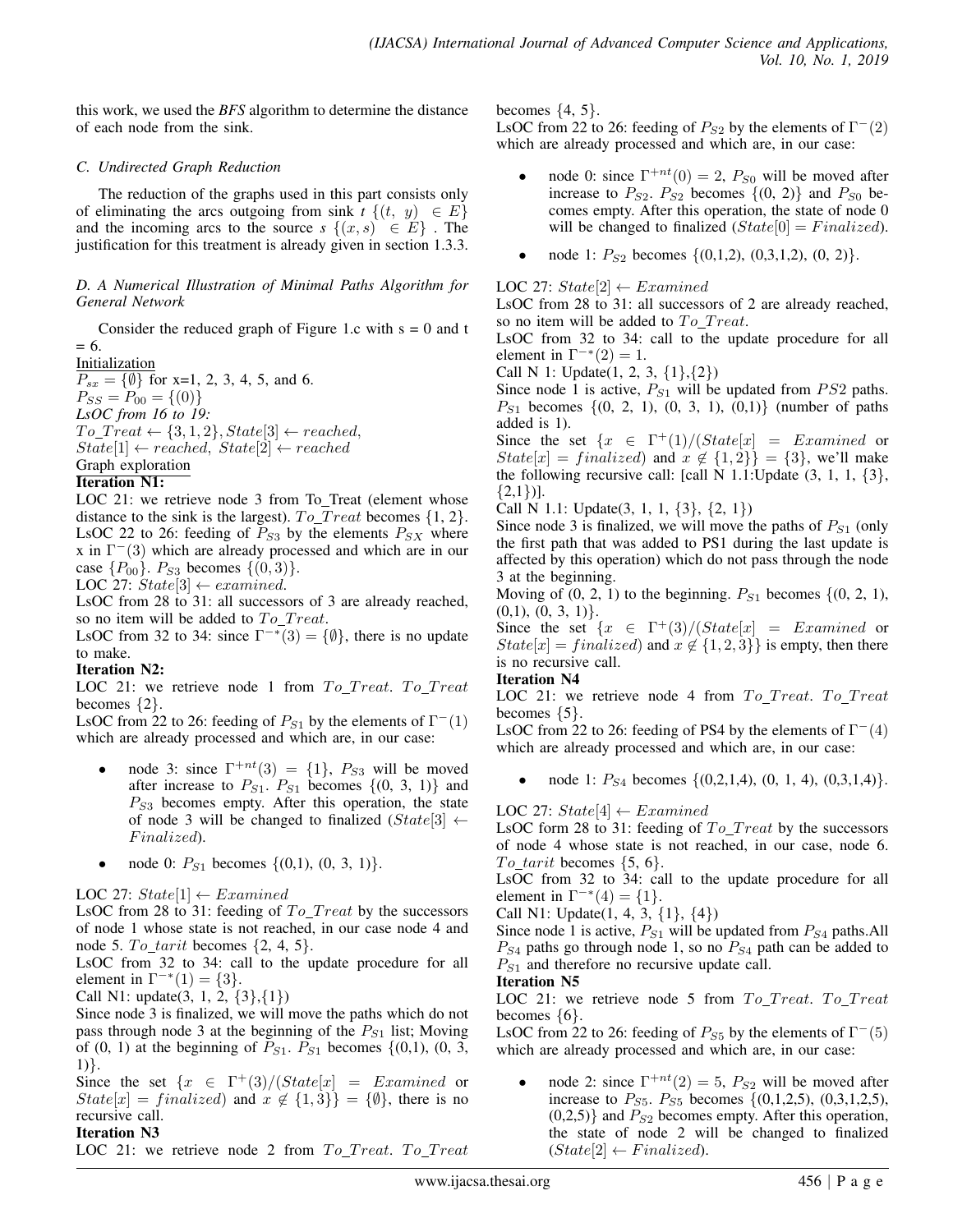this work, we used the *BFS* algorithm to determine the distance of each node from the sink.

### C. Undirected Graph Reduction

The reduction of the graphs used in this part consists only of eliminating the arcs outgoing from sink $t$ $\{(t,\ y)\ \in E\}$ and the incoming arcs to the source $s$ $\{(x, s)\ \in E\}$ . The justification for this treatment is already given in section 1.3.3.

### D. A Numerical Illustration of Minimal Paths Algorithm for General Network

Consider the reduced graph of Figure 1.c with s = 0 and t = 6.

Initialization

$P_{sx} = \{\emptyset\}$ for x=1, 2, 3, 4, 5, and 6.

$P_{SS} = P_{00} = \{(0)\}$

*LsOC from 16 to 19:*

$To\_Treat \leftarrow \{3, 1, 2\}, State[3] \leftarrow reached,$

$State[1] \leftarrow reached,\ State[2] \leftarrow reached$

Graph exploration

**Iteration N1:**

LOC 21: we retrieve node 3 from To_Treat (element whose distance to the sink is the largest). $To\_Treat$ becomes $\{1, 2\}$.

LsOC 22 to 26: feeding of $P_{S3}$ by the elements $P_{SX}$ where x in $\Gamma^{-}(3)$ which are already processed and which are in our case $\{P_{00}\}$. $P_{S3}$ becomes $\{(0, 3)\}$.

LOC 27: $State[3] \leftarrow examined.$

LsOC from 28 to 31: all successors of 3 are already reached, so no item will be added to $To\_Treat$.

LsOC from 32 to 34: since $\Gamma^{-*}(3) = \{\emptyset\}$, there is no update to make.

**Iteration N2:**

LOC 21: we retrieve node 1 from $To\_Treat$. $To\_Treat$ becomes $\{2\}$.

LsOC from 22 to 26: feeding of $P_{S1}$ by the elements of $\Gamma^{-}(1)$ which are already processed and which are, in our case:

- node 3: since $\Gamma^{+nt}(3) = \{1\}$, $P_{S3}$ will be moved after increase to $P_{S1}$. $P_{S1}$ becomes $\{(0, 3, 1)\}$ and $P_{S3}$ becomes empty. After this operation, the state of node 3 will be changed to finalized ($State[3] \leftarrow Finalized$).
- node 0: $P_{S1}$ becomes $\{(0,1), (0, 3, 1)\}$.

LOC 27: $State[1] \leftarrow Examined$

LsOC from 28 to 31: feeding of $To\_Treat$ by the successors of node 1 whose state is not reached, in our case node 4 and node 5. $To\_tarit$ becomes $\{2, 4, 5\}$.

LsOC from 32 to 34: call to the update procedure for all element in $\Gamma^{-*}(1) = \{3\}$.

Call N1: update(3, 1, 2, {3},{1})

Since node 3 is finalized, we will move the paths which do not pass through node 3 at the beginning of the $P_{S1}$ list; Moving of (0, 1) at the beginning of $P_{S1}$. $P_{S1}$ becomes {(0,1), (0, 3, 1)}.

Since the set $\{x\ \in\ \Gamma^{+}(3)/(State[x]\ =\ Examined$ or $State[x] = finalized)$ and $x \notin \{1, 3\}\} = \{\emptyset\}$, there is no recursive call.

**Iteration N3**

LOC 21: we retrieve node 2 from $To\_Treat$. $To\_Treat$ becomes $\{4, 5\}$.

LsOC from 22 to 26: feeding of $P_{S2}$ by the elements of $\Gamma^{-}(2)$ which are already processed and which are, in our case:

- node 0: since $\Gamma^{+nt}(0) = 2$, $P_{S0}$ will be moved after increase to $P_{S2}$. $P_{S2}$ becomes $\{(0, 2)\}$ and $P_{S0}$ becomes empty. After this operation, the state of node 0 will be changed to finalized ($State[0] = Finalized$).
- node 1: $P_{S2}$ becomes {(0,1,2), (0,3,1,2), (0, 2)}.

LOC 27: $State[2] \leftarrow Examined$

LsOC from 28 to 31: all successors of 2 are already reached, so no item will be added to $To\_Treat$.

LsOC from 32 to 34: call to the update procedure for all element in $\Gamma^{-*}(2) = 1$.

Call N 1: Update(1, 2, 3, {1},{2})

Since node 1 is active, $P_{S1}$ will be updated from $PS2$ paths. $P_{S1}$ becomes {(0, 2, 1), (0, 3, 1), (0,1)} (number of paths added is 1).

Since the set $\{x\ \in\ \Gamma^{+}(1)/(State[x]\ =\ Examined$ or $State[x] = finalized)$ and $x \notin \{1, 2\}\} = \{3\}$, we'll make the following recursive call: [call N 1.1:Update (3, 1, 1, {3}, {2,1})].

Call N 1.1: Update(3, 1, 1, {3}, {2, 1})

Since node 3 is finalized, we will move the paths of $P_{S1}$ (only the first path that was added to PS1 during the last update is affected by this operation) which do not pass through the node 3 at the beginning.

Moving of (0, 2, 1) to the beginning. $P_{S1}$ becomes {(0, 2, 1), (0,1), (0, 3, 1)}.

Since the set $\{x\ \in\ \Gamma^{+}(3)/(State[x]\ =\ Examined$ or $State[x] = finalized)$ and $x \notin \{1, 2, 3\}\}$ is empty, then there is no recursive call.

**Iteration N4**

LOC 21: we retrieve node 4 from $To\_Treat$. $To\_Treat$ becomes $\{5\}$.

LsOC from 22 to 26: feeding of PS4 by the elements of $\Gamma^{-}(4)$ which are already processed and which are, in our case:

- node 1: $P_{S4}$ becomes {(0,2,1,4), (0, 1, 4), (0,3,1,4)}.

LOC 27: $State[4] \leftarrow Examined$

LsOC form 28 to 31: feeding of $To\_Treat$ by the successors of node 4 whose state is not reached, in our case, node 6. $To\_tarit$ becomes $\{5, 6\}$.

LsOC from 32 to 34: call to the update procedure for all element in $\Gamma^{-*}(4) = \{1\}$.

Call N1: Update(1, 4, 3, {1}, {4})

Since node 1 is active, $P_{S1}$ will be updated from $P_{S4}$ paths.All $P_{S4}$ paths go through node 1, so no $P_{S4}$ path can be added to $P_{S1}$ and therefore no recursive update call.

**Iteration N5**

LOC 21: we retrieve node 5 from $To\_Treat$. $To\_Treat$ becomes $\{6\}$.

LsOC from 22 to 26: feeding of $P_{S5}$ by the elements of $\Gamma^{-}(5)$ which are already processed and which are, in our case:

- node 2: since $\Gamma^{+nt}(2) = 5$, $P_{S2}$ will be moved after increase to $P_{S5}$. $P_{S5}$ becomes {(0,1,2,5), (0,3,1,2,5), (0,2,5)} and $P_{S2}$ becomes empty. After this operation, the state of node 2 will be changed to finalized ($State[2] \leftarrow Finalized$).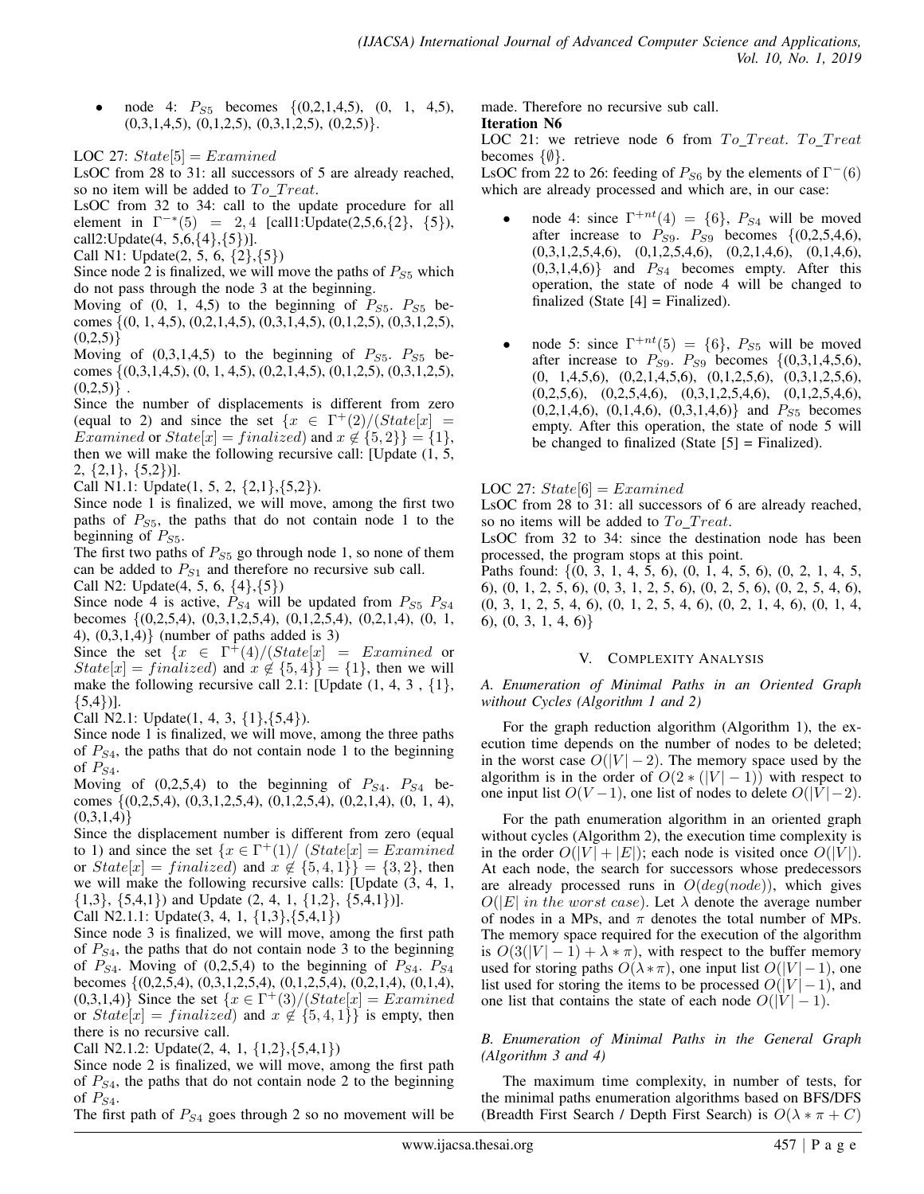- node 4: $P_{S5}$ becomes {(0,2,1,4,5), (0, 1, 4,5), (0,3,1,4,5), (0,1,2,5), (0,3,1,2,5), (0,2,5)}.

LOC 27: $State[5] = Examined$

LsOC from 28 to 31: all successors of 5 are already reached, so no item will be added to $To\_Treat$.

LsOC from 32 to 34: call to the update procedure for all element in $\Gamma^{-*}(5) = 2,4$ [call1:Update(2,5,6,{2}, {5}), call2:Update(4, 5,6,{4},{5})].

Call N1: Update(2, 5, 6, {2},{5})

Since node 2 is finalized, we will move the paths of $P_{S5}$ which do not pass through the node 3 at the beginning.

Moving of (0, 1, 4,5) to the beginning of $P_{S5}$. $P_{S5}$ becomes {(0, 1, 4,5), (0,2,1,4,5), (0,3,1,4,5), (0,1,2,5), (0,3,1,2,5), (0,2,5)}

Moving of (0,3,1,4,5) to the beginning of $P_{S5}$. $P_{S5}$ becomes {(0,3,1,4,5), (0, 1, 4,5), (0,2,1,4,5), (0,1,2,5), (0,3,1,2,5), (0,2,5)} .

Since the number of displacements is different from zero (equal to 2) and since the set $\{x \in \Gamma^{+}(2)/(State[x] = Examined \text{ or } State[x] = finalized) \text{ and } x \notin \{5, 2\}\} = \{1\}$, then we will make the following recursive call: [Update (1, 5, 2, {2,1}, {5,2})].

Call N1.1: Update(1, 5, 2, {2,1},{5,2}).

Since node 1 is finalized, we will move, among the first two paths of $P_{S5}$, the paths that do not contain node 1 to the beginning of $P_{S5}$.

The first two paths of $P_{S5}$ go through node 1, so none of them can be added to $P_{S1}$ and therefore no recursive sub call.

Call N2: Update(4, 5, 6, {4},{5})

Since node 4 is active, $P_{S4}$ will be updated from $P_{S5}$ $P_{S4}$ becomes {(0,2,5,4), (0,3,1,2,5,4), (0,1,2,5,4), (0,2,1,4), (0, 1, 4), (0,3,1,4)} (number of paths added is 3)

Since the set $\{x \in \Gamma^{+}(4)/(State[x] = Examined \text{ or } State[x] = finalized) \text{ and } x \notin \{5, 4\}\} = \{1\}$, then we will make the following recursive call 2.1: [Update (1, 4, 3 , {1}, {5,4})].

Call N2.1: Update(1, 4, 3, {1},{5,4}).

Since node 1 is finalized, we will move, among the three paths of $P_{S4}$, the paths that do not contain node 1 to the beginning of $P_{S4}$.

Moving of (0,2,5,4) to the beginning of $P_{S4}$. $P_{S4}$ becomes {(0,2,5,4), (0,3,1,2,5,4), (0,1,2,5,4), (0,2,1,4), (0, 1, 4), (0,3,1,4)}

Since the displacement number is different from zero (equal to 1) and since the set $\{x \in \Gamma^{+}(1)/ (State[x] = Examined \text{ or } State[x] = finalized) \text{ and } x \notin \{5, 4, 1\}\} = \{3, 2\}$, then we will make the following recursive calls: [Update (3, 4, 1, {1,3}, {5,4,1}) and Update (2, 4, 1, {1,2}, {5,4,1})].

Call N2.1.1: Update(3, 4, 1, {1,3},{5,4,1})

Since node 3 is finalized, we will move, among the first path of $P_{S4}$, the paths that do not contain node 3 to the beginning of $P_{S4}$. Moving of (0,2,5,4) to the beginning of $P_{S4}$. $P_{S4}$ becomes {(0,2,5,4), (0,3,1,2,5,4), (0,1,2,5,4), (0,2,1,4), (0,1,4), (0,3,1,4)} Since the set $\{x \in \Gamma^{+}(3)/(State[x] = Examined \text{ or } State[x] = finalized) \text{ and } x \notin \{5, 4, 1\}\}$ is empty, then there is no recursive call.

Call N2.1.2: Update(2, 4, 1, {1,2},{5,4,1})

Since node 2 is finalized, we will move, among the first path of $P_{S4}$, the paths that do not contain node 2 to the beginning of $P_{S4}$.

The first path of $P_{S4}$ goes through 2 so no movement will be made. Therefore no recursive sub call.

**Iteration N6**

LOC 21: we retrieve node 6 from $To\_Treat$. $To\_Treat$ becomes $\{\emptyset\}$.

LsOC from 22 to 26: feeding of $P_{S6}$ by the elements of $\Gamma^{-}(6)$ which are already processed and which are, in our case:

- node 4: since $\Gamma^{+nt}(4) = \{6\}$, $P_{S4}$ will be moved after increase to $P_{S9}$. $P_{S9}$ becomes {(0,2,5,4,6), (0,3,1,2,5,4,6), (0,1,2,5,4,6), (0,2,1,4,6), (0,1,4,6), (0,3,1,4,6)} and $P_{S4}$ becomes empty. After this operation, the state of node 4 will be changed to finalized (State [4] = Finalized).

- node 5: since $\Gamma^{+nt}(5) = \{6\}$, $P_{S5}$ will be moved after increase to $P_{S9}$. $P_{S9}$ becomes {(0,3,1,4,5,6), (0, 1,4,5,6), (0,2,1,4,5,6), (0,1,2,5,6), (0,3,1,2,5,6), (0,2,5,6), (0,2,5,4,6), (0,3,1,2,5,4,6), (0,1,2,5,4,6), (0,2,1,4,6), (0,1,4,6), (0,3,1,4,6)} and $P_{S5}$ becomes empty. After this operation, the state of node 5 will be changed to finalized (State [5] = Finalized).

LOC 27: $State[6] = Examined$

LsOC from 28 to 31: all successors of 6 are already reached, so no items will be added to $To\_Treat$.

LsOC from 32 to 34: since the destination node has been processed, the program stops at this point.

Paths found: {(0, 3, 1, 4, 5, 6), (0, 1, 4, 5, 6), (0, 2, 1, 4, 5, 6), (0, 1, 2, 5, 6), (0, 3, 1, 2, 5, 6), (0, 2, 5, 6), (0, 2, 5, 4, 6), (0, 3, 1, 2, 5, 4, 6), (0, 1, 2, 5, 4, 6), (0, 2, 1, 4, 6), (0, 1, 4, 6), (0, 3, 1, 4, 6)}

## V. Complexity Analysis

### A. Enumeration of Minimal Paths in an Oriented Graph without Cycles (Algorithm 1 and 2)

For the graph reduction algorithm (Algorithm 1), the execution time depends on the number of nodes to be deleted; in the worst case $O(|V| - 2)$. The memory space used by the algorithm is in the order of $O(2 * (|V| - 1))$ with respect to one input list $O(V - 1)$, one list of nodes to delete $O(|V| - 2)$.

For the path enumeration algorithm in an oriented graph without cycles (Algorithm 2), the execution time complexity is in the order $O(|V| + |E|)$; each node is visited once $O(|V|)$. At each node, the search for successors whose predecessors are already processed runs in $O(deg(node))$, which gives $O(|E| \textit{ in the worst case})$. Let $\lambda$ denote the average number of nodes in a MPs, and $\pi$ denotes the total number of MPs. The memory space required for the execution of the algorithm is $O(3(|V| - 1) + \lambda * \pi)$, with respect to the buffer memory used for storing paths $O(\lambda * \pi)$, one input list $O(|V| - 1)$, one list used for storing the items to be processed $O(|V| - 1)$, and one list that contains the state of each node $O(|V| - 1)$.

### B. Enumeration of Minimal Paths in the General Graph (Algorithm 3 and 4)

The maximum time complexity, in number of tests, for the minimal paths enumeration algorithms based on BFS/DFS (Breadth First Search / Depth First Search) is $O(\lambda * \pi + C)$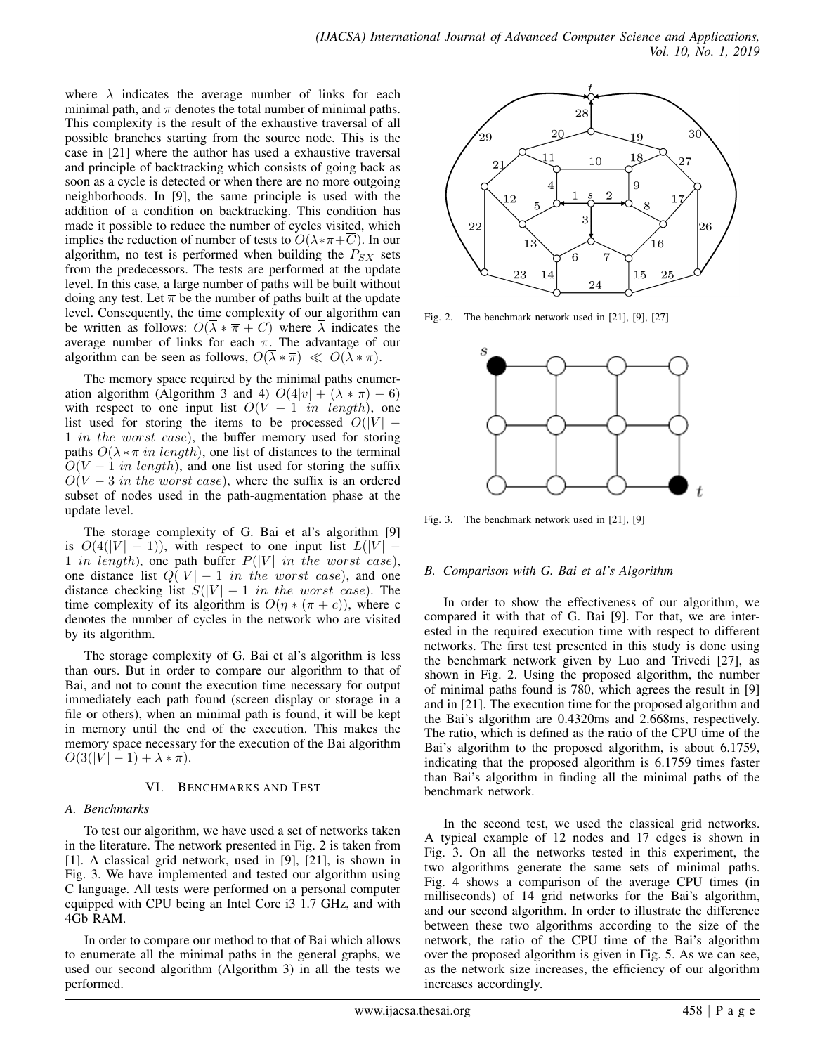where $\lambda$ indicates the average number of links for each minimal path, and $\pi$ denotes the total number of minimal paths. This complexity is the result of the exhaustive traversal of all possible branches starting from the source node. This is the case in [21] where the author has used a exhaustive traversal and principle of backtracking which consists of going back as soon as a cycle is detected or when there are no more outgoing neighborhoods. In [9], the same principle is used with the addition of a condition on backtracking. This condition has made it possible to reduce the number of cycles visited, which implies the reduction of number of tests to $O(\lambda*\pi+\overline{C})$. In our algorithm, no test is performed when building the $P_{SX}$ sets from the predecessors. The tests are performed at the update level. In this case, a large number of paths will be built without doing any test. Let $\overline{\pi}$ be the number of paths built at the update level. Consequently, the time complexity of our algorithm can be written as follows: $O(\overline{\lambda} * \overline{\pi} + C)$ where $\overline{\lambda}$ indicates the average number of links for each $\overline{\pi}$. The advantage of our algorithm can be seen as follows, $O(\overline{\lambda} * \overline{\pi}) \ll O(\lambda * \pi)$.

The memory space required by the minimal paths enumeration algorithm (Algorithm 3 and 4) $O(4|v| + (\lambda * \pi) - 6)$ with respect to one input list $O(V-1 \ in \ length)$, one list used for storing the items to be processed $O(|V|-1 \ in \ the \ worst \ case)$, the buffer memory used for storing paths $O(\lambda * \pi \ in \ length)$, one list of distances to the terminal $O(V-1 \ in \ length)$, and one list used for storing the suffix $O(V-3 \ in \ the \ worst \ case)$, where the suffix is an ordered subset of nodes used in the path-augmentation phase at the update level.

The storage complexity of G. Bai et al's algorithm [9] is $O(4(|V|-1))$, with respect to one input list $L(|V|-1 \ in \ length)$, one path buffer $P(|V| \ in \ the \ worst \ case)$, one distance list $Q(|V|-1 \ in \ the \ worst \ case)$, and one distance checking list $S(|V|-1 \ in \ the \ worst \ case)$. The time complexity of its algorithm is $O(\eta * (\pi + c))$, where c denotes the number of cycles in the network who are visited by its algorithm.

The storage complexity of G. Bai et al's algorithm is less than ours. But in order to compare our algorithm to that of Bai, and not to count the execution time necessary for output immediately each path found (screen display or storage in a file or others), when an minimal path is found, it will be kept in memory until the end of the execution. This makes the memory space necessary for the execution of the Bai algorithm $O(3(|V|-1) + \lambda * \pi)$.

## VI. Benchmarks and Test

### A. Benchmarks

To test our algorithm, we have used a set of networks taken in the literature. The network presented in Fig. 2 is taken from [1]. A classical grid network, used in [9], [21], is shown in Fig. 3. We have implemented and tested our algorithm using C language. All tests were performed on a personal computer equipped with CPU being an Intel Core i3 1.7 GHz, and with 4Gb RAM.

In order to compare our method to that of Bai which allows to enumerate all the minimal paths in the general graphs, we used our second algorithm (Algorithm 3) in all the tests we performed.

Fig. 2. The benchmark network used in [21], [9], [27]

Fig. 3. The benchmark network used in [21], [9]

### B. Comparison with G. Bai et al's Algorithm

In order to show the effectiveness of our algorithm, we compared it with that of G. Bai [9]. For that, we are interested in the required execution time with respect to different networks. The first test presented in this study is done using the benchmark network given by Luo and Trivedi [27], as shown in Fig. 2. Using the proposed algorithm, the number of minimal paths found is 780, which agrees the result in [9] and in [21]. The execution time for the proposed algorithm and the Bai's algorithm are 0.4320ms and 2.668ms, respectively. The ratio, which is defined as the ratio of the CPU time of the Bai's algorithm to the proposed algorithm, is about 6.1759, indicating that the proposed algorithm is 6.1759 times faster than Bai's algorithm in finding all the minimal paths of the benchmark network.

In the second test, we used the classical grid networks. A typical example of 12 nodes and 17 edges is shown in Fig. 3. On all the networks tested in this experiment, the two algorithms generate the same sets of minimal paths. Fig. 4 shows a comparison of the average CPU times (in milliseconds) of 14 grid networks for the Bai's algorithm, and our second algorithm. In order to illustrate the difference between these two algorithms according to the size of the network, the ratio of the CPU time of the Bai's algorithm over the proposed algorithm is given in Fig. 5. As we can see, as the network size increases, the efficiency of our algorithm increases accordingly.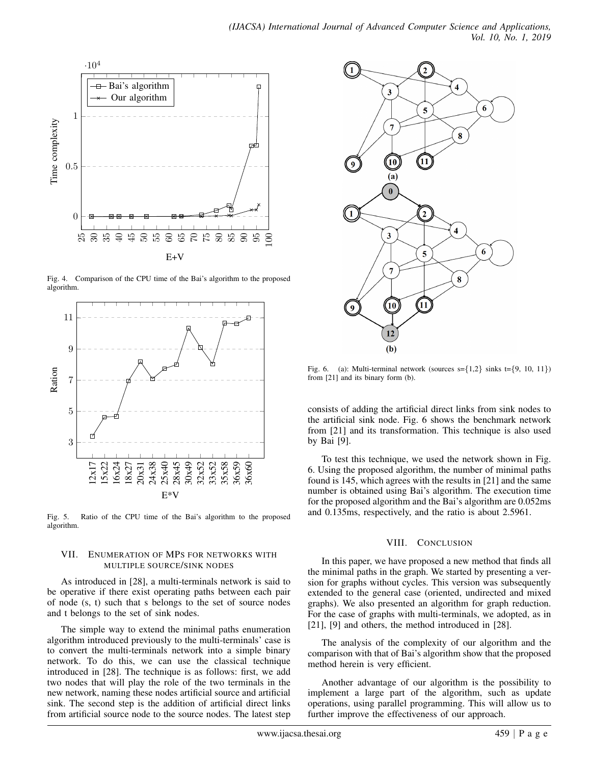Fig. 4. Comparison of the CPU time of the Bai's algorithm to the proposed algorithm.

Fig. 5. Ratio of the CPU time of the Bai's algorithm to the proposed algorithm.

## VII. Enumeration of MPs for Networks with Multiple Source/Sink Nodes

As introduced in [28], a multi-terminals network is said to be operative if there exist operating paths between each pair of node (s, t) such that s belongs to the set of source nodes and t belongs to the set of sink nodes.

The simple way to extend the minimal paths enumeration algorithm introduced previously to the multi-terminals' case is to convert the multi-terminals network into a simple binary network. To do this, we can use the classical technique introduced in [28]. The technique is as follows: first, we add two nodes that will play the role of the two terminals in the new network, naming these nodes artificial source and artificial sink. The second step is the addition of artificial direct links from artificial source node to the source nodes. The latest step consists of adding the artificial direct links from sink nodes to the artificial sink node. Fig. 6 shows the benchmark network from [21] and its transformation. This technique is also used by Bai [9].

Fig. 6. (a): Multi-terminal network (sources s={1,2} sinks t={9, 10, 11}) from [21] and its binary form (b).

To test this technique, we used the network shown in Fig. 6. Using the proposed algorithm, the number of minimal paths found is 145, which agrees with the results in [21] and the same number is obtained using Bai's algorithm. The execution time for the proposed algorithm and the Bai's algorithm are 0.052ms and 0.135ms, respectively, and the ratio is about 2.5961.

## VIII. Conclusion

In this paper, we have proposed a new method that finds all the minimal paths in the graph. We started by presenting a version for graphs without cycles. This version was subsequently extended to the general case (oriented, undirected and mixed graphs). We also presented an algorithm for graph reduction. For the case of graphs with multi-terminals, we adopted, as in [21], [9] and others, the method introduced in [28].

The analysis of the complexity of our algorithm and the comparison with that of Bai's algorithm show that the proposed method herein is very efficient.

Another advantage of our algorithm is the possibility to implement a large part of the algorithm, such as update operations, using parallel programming. This will allow us to further improve the effectiveness of our approach.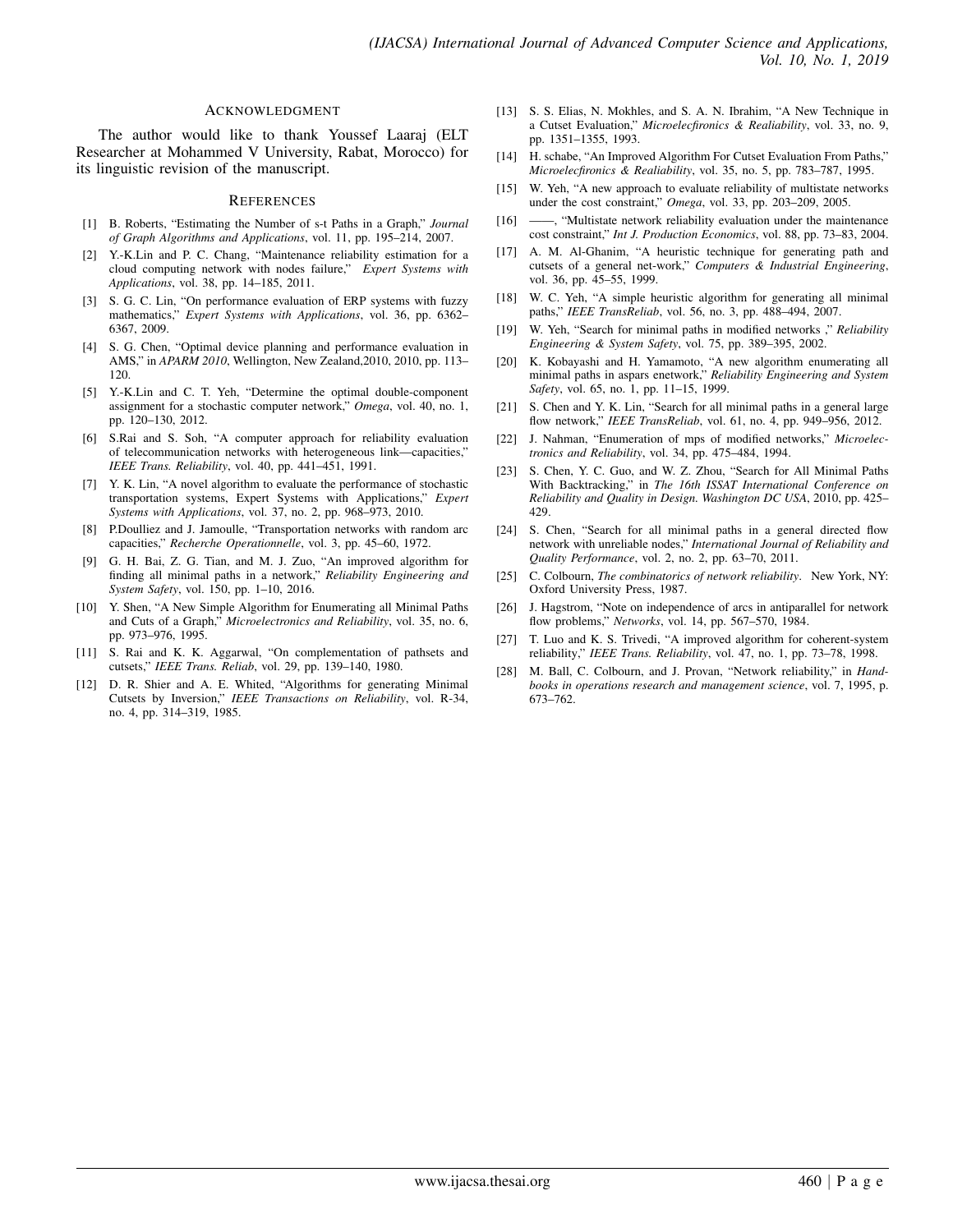## ACKNOWLEDGMENT

The author would like to thank Youssef Laaraj (ELT Researcher at Mohammed V University, Rabat, Morocco) for its linguistic revision of the manuscript.

## REFERENCES

[1] B. Roberts, "Estimating the Number of s-t Paths in a Graph," *Journal of Graph Algorithms and Applications*, vol. 11, pp. 195–214, 2007.

[2] Y.-K.Lin and P. C. Chang, "Maintenance reliability estimation for a cloud computing network with nodes failure," *Expert Systems with Applications*, vol. 38, pp. 14–185, 2011.

[3] S. G. C. Lin, "On performance evaluation of ERP systems with fuzzy mathematics," *Expert Systems with Applications*, vol. 36, pp. 6362–6367, 2009.

[4] S. G. Chen, "Optimal device planning and performance evaluation in AMS," in *APARM 2010*, Wellington, New Zealand,2010, 2010, pp. 113–120.

[5] Y.-K.Lin and C. T. Yeh, "Determine the optimal double-component assignment for a stochastic computer network," *Omega*, vol. 40, no. 1, pp. 120–130, 2012.

[6] S.Rai and S. Soh, "A computer approach for reliability evaluation of telecommunication networks with heterogeneous link—capacities," *IEEE Trans. Reliability*, vol. 40, pp. 441–451, 1991.

[7] Y. K. Lin, "A novel algorithm to evaluate the performance of stochastic transportation systems, Expert Systems with Applications," *Expert Systems with Applications*, vol. 37, no. 2, pp. 968–973, 2010.

[8] P.Doulliez and J. Jamoulle, "Transportation networks with random arc capacities," *Recherche Operationnelle*, vol. 3, pp. 45–60, 1972.

[9] G. H. Bai, Z. G. Tian, and M. J. Zuo, "An improved algorithm for finding all minimal paths in a network," *Reliability Engineering and System Safety*, vol. 150, pp. 1–10, 2016.

[10] Y. Shen, "A New Simple Algorithm for Enumerating all Minimal Paths and Cuts of a Graph," *Microelectronics and Reliability*, vol. 35, no. 6, pp. 973–976, 1995.

[11] S. Rai and K. K. Aggarwal, "On complementation of pathsets and cutsets," *IEEE Trans. Reliab*, vol. 29, pp. 139–140, 1980.

[12] D. R. Shier and A. E. Whited, "Algorithms for generating Minimal Cutsets by Inversion," *IEEE Transactions on Reliability*, vol. R-34, no. 4, pp. 314–319, 1985.

[13] S. S. Elias, N. Mokhles, and S. A. N. Ibrahim, "A New Technique in a Cutset Evaluation," *Microelecfironics & Realiability*, vol. 33, no. 9, pp. 1351–1355, 1993.

[14] H. schabe, "An Improved Algorithm For Cutset Evaluation From Paths," *Microelecfironics & Realiability*, vol. 35, no. 5, pp. 783–787, 1995.

[15] W. Yeh, "A new approach to evaluate reliability of multistate networks under the cost constraint," *Omega*, vol. 33, pp. 203–209, 2005.

[16] ——, "Multistate network reliability evaluation under the maintenance cost constraint," *Int J. Production Economics*, vol. 88, pp. 73–83, 2004.

[17] A. M. Al-Ghanim, "A heuristic technique for generating path and cutsets of a general net-work," *Computers & Industrial Engineering*, vol. 36, pp. 45–55, 1999.

[18] W. C. Yeh, "A simple heuristic algorithm for generating all minimal paths," *IEEE TransReliab*, vol. 56, no. 3, pp. 488–494, 2007.

[19] W. Yeh, "Search for minimal paths in modified networks ," *Reliability Engineering & System Safety*, vol. 75, pp. 389–395, 2002.

[20] K. Kobayashi and H. Yamamoto, "A new algorithm enumerating all minimal paths in aspars enetwork," *Reliability Engineering and System Safety*, vol. 65, no. 1, pp. 11–15, 1999.

[21] S. Chen and Y. K. Lin, "Search for all minimal paths in a general large flow network," *IEEE TransReliab*, vol. 61, no. 4, pp. 949–956, 2012.

[22] J. Nahman, "Enumeration of mps of modified networks," *Microelectronics and Reliability*, vol. 34, pp. 475–484, 1994.

[23] S. Chen, Y. C. Guo, and W. Z. Zhou, "Search for All Minimal Paths With Backtracking," in *The 16th ISSAT International Conference on Reliability and Quality in Design. Washington DC USA*, 2010, pp. 425–429.

[24] S. Chen, "Search for all minimal paths in a general directed flow network with unreliable nodes," *International Journal of Reliability and Quality Performance*, vol. 2, no. 2, pp. 63–70, 2011.

[25] C. Colbourn, *The combinatorics of network reliability*. New York, NY: Oxford University Press, 1987.

[26] J. Hagstrom, "Note on independence of arcs in antiparallel for network flow problems," *Networks*, vol. 14, pp. 567–570, 1984.

[27] T. Luo and K. S. Trivedi, "A improved algorithm for coherent-system reliability," *IEEE Trans. Reliability*, vol. 47, no. 1, pp. 73–78, 1998.

[28] M. Ball, C. Colbourn, and J. Provan, "Network reliability," in *Handbooks in operations research and management science*, vol. 7, 1995, p. 673–762.